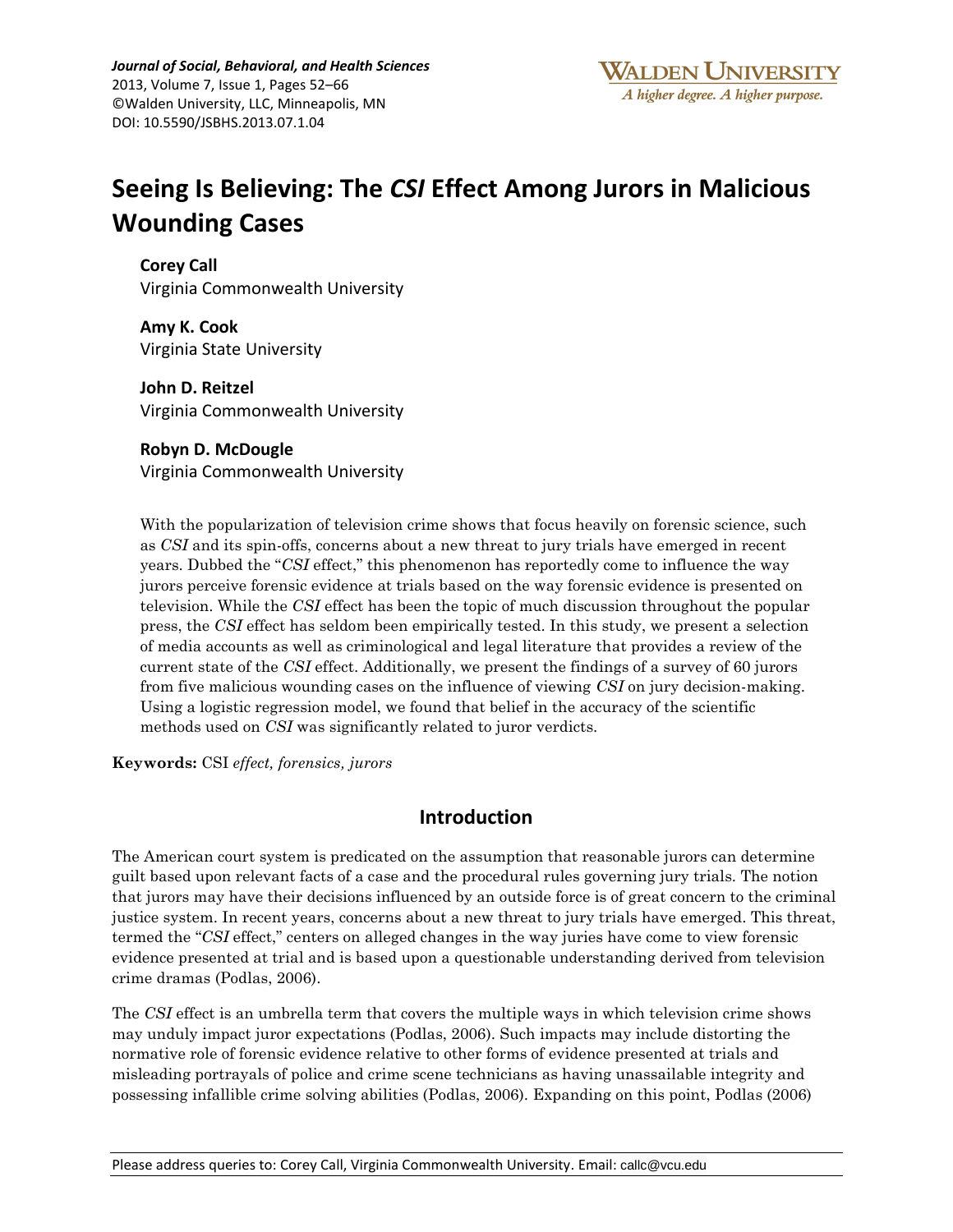# Seeing Is Believing: The *CSI* Effect Among Jurors in Malicious Wounding Cases

**Corey Call**
Virginia Commonwealth University

**Amy K. Cook**
Virginia State University

**John D. Reitzel**
Virginia Commonwealth University

**Robyn D. McDougle**
Virginia Commonwealth University

With the popularization of television crime shows that focus heavily on forensic science, such as *CSI* and its spin-offs, concerns about a new threat to jury trials have emerged in recent years. Dubbed the "*CSI* effect," this phenomenon has reportedly come to influence the way jurors perceive forensic evidence at trials based on the way forensic evidence is presented on television. While the *CSI* effect has been the topic of much discussion throughout the popular press, the *CSI* effect has seldom been empirically tested. In this study, we present a selection of media accounts as well as criminological and legal literature that provides a review of the current state of the *CSI* effect. Additionally, we present the findings of a survey of 60 jurors from five malicious wounding cases on the influence of viewing *CSI* on jury decision-making. Using a logistic regression model, we found that belief in the accuracy of the scientific methods used on *CSI* was significantly related to juror verdicts.

**Keywords:** CSI *effect, forensics, jurors*

## Introduction

The American court system is predicated on the assumption that reasonable jurors can determine guilt based upon relevant facts of a case and the procedural rules governing jury trials. The notion that jurors may have their decisions influenced by an outside force is of great concern to the criminal justice system. In recent years, concerns about a new threat to jury trials have emerged. This threat, termed the "*CSI* effect," centers on alleged changes in the way juries have come to view forensic evidence presented at trial and is based upon a questionable understanding derived from television crime dramas (Podlas, 2006).

The *CSI* effect is an umbrella term that covers the multiple ways in which television crime shows may unduly impact juror expectations (Podlas, 2006). Such impacts may include distorting the normative role of forensic evidence relative to other forms of evidence presented at trials and misleading portrayals of police and crime scene technicians as having unassailable integrity and possessing infallible crime solving abilities (Podlas, 2006). Expanding on this point, Podlas (2006)

Please address queries to: Corey Call, Virginia Commonwealth University. Email: callc@vcu.edu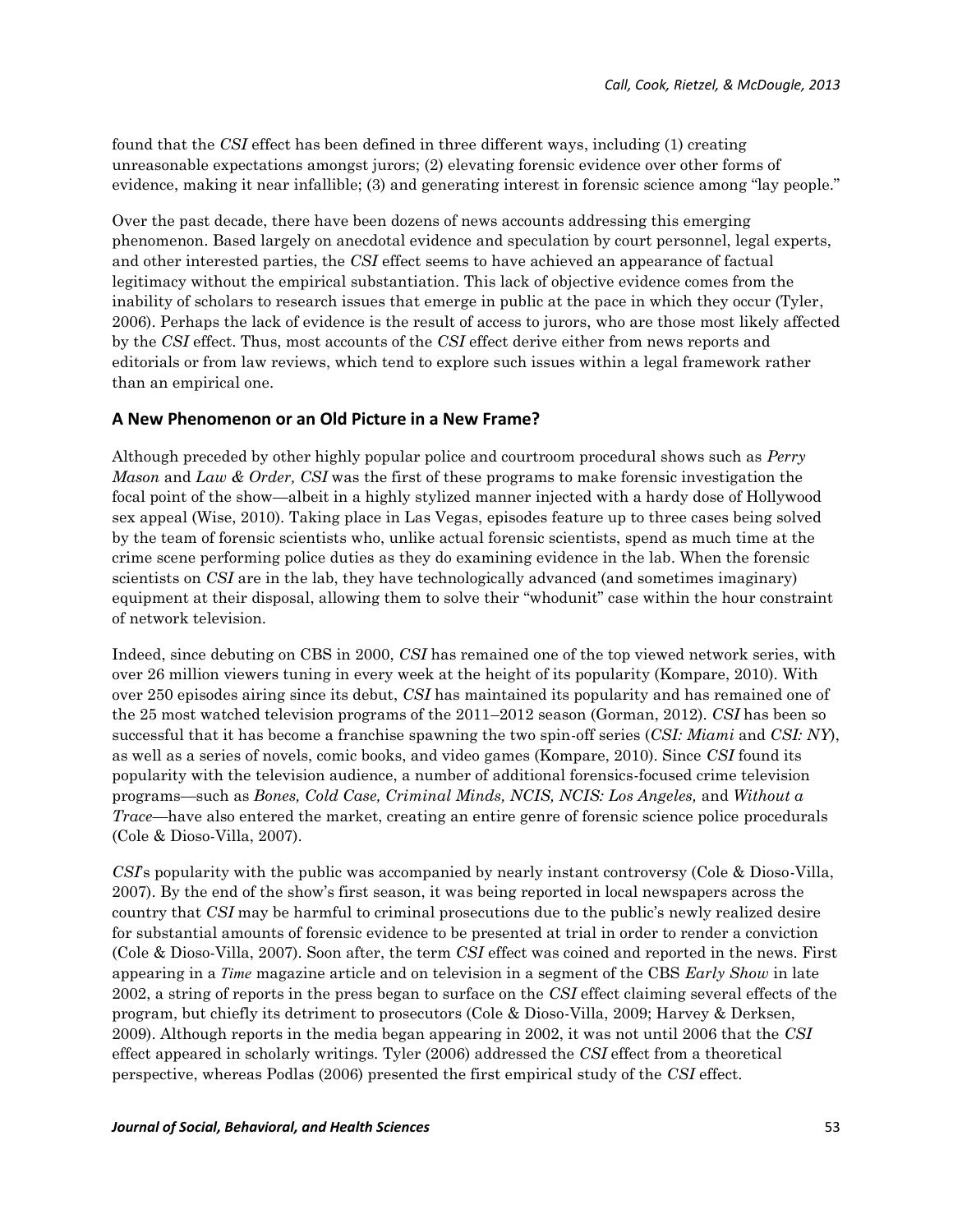found that the *CSI* effect has been defined in three different ways, including (1) creating unreasonable expectations amongst jurors; (2) elevating forensic evidence over other forms of evidence, making it near infallible; (3) and generating interest in forensic science among "lay people."

Over the past decade, there have been dozens of news accounts addressing this emerging phenomenon. Based largely on anecdotal evidence and speculation by court personnel, legal experts, and other interested parties, the *CSI* effect seems to have achieved an appearance of factual legitimacy without the empirical substantiation. This lack of objective evidence comes from the inability of scholars to research issues that emerge in public at the pace in which they occur (Tyler, 2006). Perhaps the lack of evidence is the result of access to jurors, who are those most likely affected by the *CSI* effect. Thus, most accounts of the *CSI* effect derive either from news reports and editorials or from law reviews, which tend to explore such issues within a legal framework rather than an empirical one.

## A New Phenomenon or an Old Picture in a New Frame?

Although preceded by other highly popular police and courtroom procedural shows such as *Perry Mason* and *Law & Order, CSI* was the first of these programs to make forensic investigation the focal point of the show—albeit in a highly stylized manner injected with a hardy dose of Hollywood sex appeal (Wise, 2010). Taking place in Las Vegas, episodes feature up to three cases being solved by the team of forensic scientists who, unlike actual forensic scientists, spend as much time at the crime scene performing police duties as they do examining evidence in the lab. When the forensic scientists on *CSI* are in the lab, they have technologically advanced (and sometimes imaginary) equipment at their disposal, allowing them to solve their "whodunit" case within the hour constraint of network television.

Indeed, since debuting on CBS in 2000, *CSI* has remained one of the top viewed network series, with over 26 million viewers tuning in every week at the height of its popularity (Kompare, 2010). With over 250 episodes airing since its debut, *CSI* has maintained its popularity and has remained one of the 25 most watched television programs of the 2011–2012 season (Gorman, 2012). *CSI* has been so successful that it has become a franchise spawning the two spin-off series (*CSI: Miami* and *CSI: NY*), as well as a series of novels, comic books, and video games (Kompare, 2010). Since *CSI* found its popularity with the television audience, a number of additional forensics-focused crime television programs—such as *Bones, Cold Case, Criminal Minds, NCIS, NCIS: Los Angeles,* and *Without a Trace*—have also entered the market, creating an entire genre of forensic science police procedurals (Cole & Dioso-Villa, 2007).

*CSI*'s popularity with the public was accompanied by nearly instant controversy (Cole & Dioso-Villa, 2007). By the end of the show's first season, it was being reported in local newspapers across the country that *CSI* may be harmful to criminal prosecutions due to the public's newly realized desire for substantial amounts of forensic evidence to be presented at trial in order to render a conviction (Cole & Dioso-Villa, 2007). Soon after, the term *CSI* effect was coined and reported in the news. First appearing in a *Time* magazine article and on television in a segment of the CBS *Early Show* in late 2002, a string of reports in the press began to surface on the *CSI* effect claiming several effects of the program, but chiefly its detriment to prosecutors (Cole & Dioso-Villa, 2009; Harvey & Derksen, 2009). Although reports in the media began appearing in 2002, it was not until 2006 that the *CSI* effect appeared in scholarly writings. Tyler (2006) addressed the *CSI* effect from a theoretical perspective, whereas Podlas (2006) presented the first empirical study of the *CSI* effect.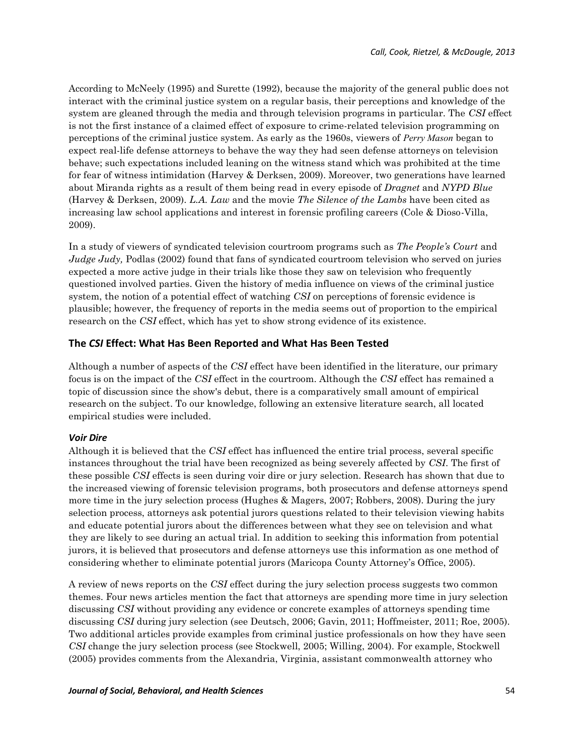According to McNeely (1995) and Surette (1992), because the majority of the general public does not interact with the criminal justice system on a regular basis, their perceptions and knowledge of the system are gleaned through the media and through television programs in particular. The *CSI* effect is not the first instance of a claimed effect of exposure to crime-related television programming on perceptions of the criminal justice system. As early as the 1960s, viewers of *Perry Mason* began to expect real-life defense attorneys to behave the way they had seen defense attorneys on television behave; such expectations included leaning on the witness stand which was prohibited at the time for fear of witness intimidation (Harvey & Derksen, 2009). Moreover, two generations have learned about Miranda rights as a result of them being read in every episode of *Dragnet* and *NYPD Blue* (Harvey & Derksen, 2009). *L.A. Law* and the movie *The Silence of the Lambs* have been cited as increasing law school applications and interest in forensic profiling careers (Cole & Dioso-Villa, 2009).

In a study of viewers of syndicated television courtroom programs such as *The People's Court* and *Judge Judy,* Podlas (2002) found that fans of syndicated courtroom television who served on juries expected a more active judge in their trials like those they saw on television who frequently questioned involved parties. Given the history of media influence on views of the criminal justice system, the notion of a potential effect of watching *CSI* on perceptions of forensic evidence is plausible; however, the frequency of reports in the media seems out of proportion to the empirical research on the *CSI* effect, which has yet to show strong evidence of its existence.

## The *CSI* Effect: What Has Been Reported and What Has Been Tested

Although a number of aspects of the *CSI* effect have been identified in the literature, our primary focus is on the impact of the *CSI* effect in the courtroom. Although the *CSI* effect has remained a topic of discussion since the show's debut, there is a comparatively small amount of empirical research on the subject. To our knowledge, following an extensive literature search, all located empirical studies were included.

### *Voir Dire*

Although it is believed that the *CSI* effect has influenced the entire trial process, several specific instances throughout the trial have been recognized as being severely affected by *CSI*. The first of these possible *CSI* effects is seen during voir dire or jury selection. Research has shown that due to the increased viewing of forensic television programs, both prosecutors and defense attorneys spend more time in the jury selection process (Hughes & Magers, 2007; Robbers, 2008). During the jury selection process, attorneys ask potential jurors questions related to their television viewing habits and educate potential jurors about the differences between what they see on television and what they are likely to see during an actual trial. In addition to seeking this information from potential jurors, it is believed that prosecutors and defense attorneys use this information as one method of considering whether to eliminate potential jurors (Maricopa County Attorney's Office, 2005).

A review of news reports on the *CSI* effect during the jury selection process suggests two common themes. Four news articles mention the fact that attorneys are spending more time in jury selection discussing *CSI* without providing any evidence or concrete examples of attorneys spending time discussing *CSI* during jury selection (see Deutsch, 2006; Gavin, 2011; Hoffmeister, 2011; Roe, 2005). Two additional articles provide examples from criminal justice professionals on how they have seen *CSI* change the jury selection process (see Stockwell, 2005; Willing, 2004). For example, Stockwell (2005) provides comments from the Alexandria, Virginia, assistant commonwealth attorney who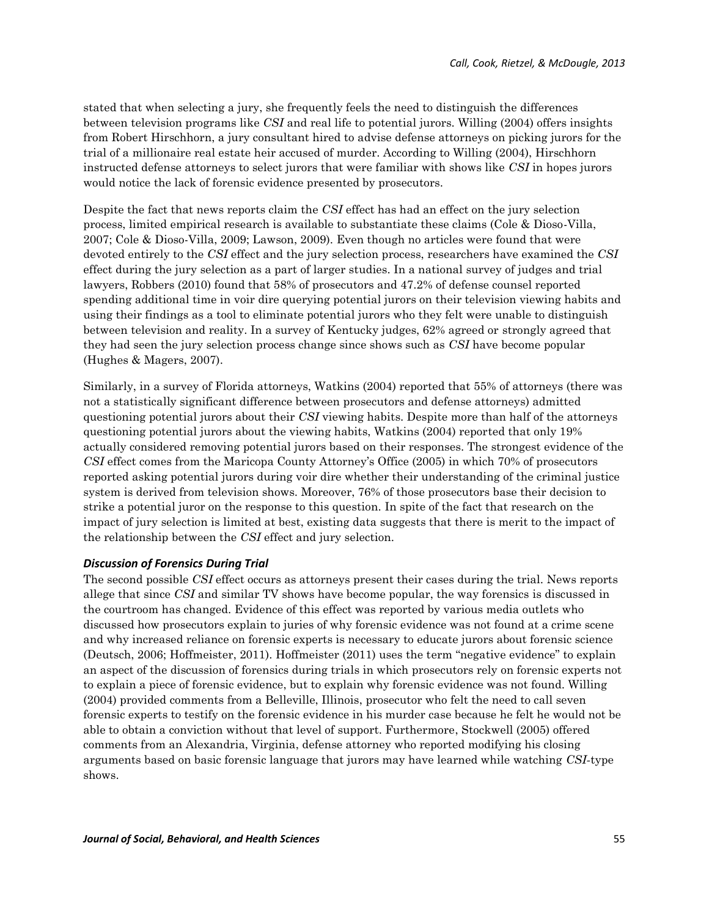stated that when selecting a jury, she frequently feels the need to distinguish the differences between television programs like *CSI* and real life to potential jurors. Willing (2004) offers insights from Robert Hirschhorn, a jury consultant hired to advise defense attorneys on picking jurors for the trial of a millionaire real estate heir accused of murder. According to Willing (2004), Hirschhorn instructed defense attorneys to select jurors that were familiar with shows like *CSI* in hopes jurors would notice the lack of forensic evidence presented by prosecutors.

Despite the fact that news reports claim the *CSI* effect has had an effect on the jury selection process, limited empirical research is available to substantiate these claims (Cole & Dioso-Villa, 2007; Cole & Dioso-Villa, 2009; Lawson, 2009). Even though no articles were found that were devoted entirely to the *CSI* effect and the jury selection process, researchers have examined the *CSI* effect during the jury selection as a part of larger studies. In a national survey of judges and trial lawyers, Robbers (2010) found that 58% of prosecutors and 47.2% of defense counsel reported spending additional time in voir dire querying potential jurors on their television viewing habits and using their findings as a tool to eliminate potential jurors who they felt were unable to distinguish between television and reality. In a survey of Kentucky judges, 62% agreed or strongly agreed that they had seen the jury selection process change since shows such as *CSI* have become popular (Hughes & Magers, 2007).

Similarly, in a survey of Florida attorneys, Watkins (2004) reported that 55% of attorneys (there was not a statistically significant difference between prosecutors and defense attorneys) admitted questioning potential jurors about their *CSI* viewing habits. Despite more than half of the attorneys questioning potential jurors about the viewing habits, Watkins (2004) reported that only 19% actually considered removing potential jurors based on their responses. The strongest evidence of the *CSI* effect comes from the Maricopa County Attorney's Office (2005) in which 70% of prosecutors reported asking potential jurors during voir dire whether their understanding of the criminal justice system is derived from television shows. Moreover, 76% of those prosecutors base their decision to strike a potential juror on the response to this question. In spite of the fact that research on the impact of jury selection is limited at best, existing data suggests that there is merit to the impact of the relationship between the *CSI* effect and jury selection.

### *Discussion of Forensics During Trial*

The second possible *CSI* effect occurs as attorneys present their cases during the trial. News reports allege that since *CSI* and similar TV shows have become popular, the way forensics is discussed in the courtroom has changed. Evidence of this effect was reported by various media outlets who discussed how prosecutors explain to juries of why forensic evidence was not found at a crime scene and why increased reliance on forensic experts is necessary to educate jurors about forensic science (Deutsch, 2006; Hoffmeister, 2011). Hoffmeister (2011) uses the term "negative evidence" to explain an aspect of the discussion of forensics during trials in which prosecutors rely on forensic experts not to explain a piece of forensic evidence, but to explain why forensic evidence was not found. Willing (2004) provided comments from a Belleville, Illinois, prosecutor who felt the need to call seven forensic experts to testify on the forensic evidence in his murder case because he felt he would not be able to obtain a conviction without that level of support. Furthermore, Stockwell (2005) offered comments from an Alexandria, Virginia, defense attorney who reported modifying his closing arguments based on basic forensic language that jurors may have learned while watching *CSI*-type shows.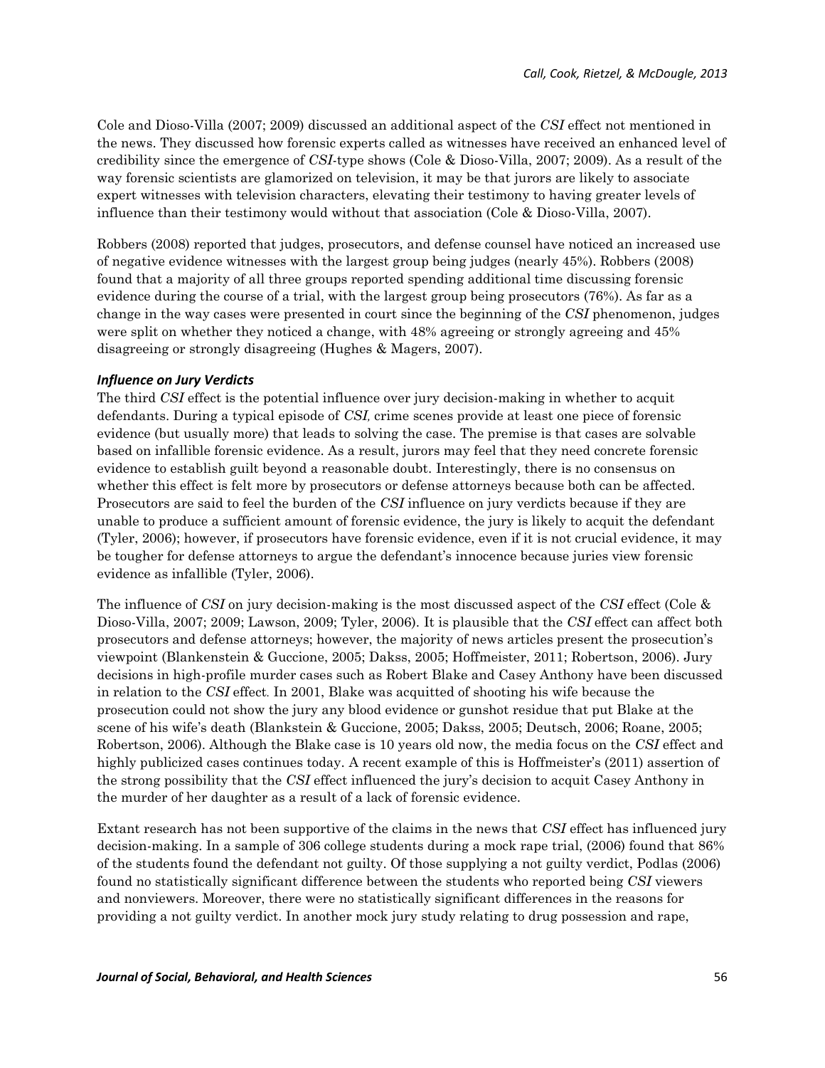Cole and Dioso-Villa (2007; 2009) discussed an additional aspect of the *CSI* effect not mentioned in the news. They discussed how forensic experts called as witnesses have received an enhanced level of credibility since the emergence of *CSI*-type shows (Cole & Dioso-Villa, 2007; 2009). As a result of the way forensic scientists are glamorized on television, it may be that jurors are likely to associate expert witnesses with television characters, elevating their testimony to having greater levels of influence than their testimony would without that association (Cole & Dioso-Villa, 2007).

Robbers (2008) reported that judges, prosecutors, and defense counsel have noticed an increased use of negative evidence witnesses with the largest group being judges (nearly 45%). Robbers (2008) found that a majority of all three groups reported spending additional time discussing forensic evidence during the course of a trial, with the largest group being prosecutors (76%). As far as a change in the way cases were presented in court since the beginning of the *CSI* phenomenon, judges were split on whether they noticed a change, with 48% agreeing or strongly agreeing and 45% disagreeing or strongly disagreeing (Hughes & Magers, 2007).

### *Influence on Jury Verdicts*

The third *CSI* effect is the potential influence over jury decision-making in whether to acquit defendants. During a typical episode of *CSI*, crime scenes provide at least one piece of forensic evidence (but usually more) that leads to solving the case. The premise is that cases are solvable based on infallible forensic evidence. As a result, jurors may feel that they need concrete forensic evidence to establish guilt beyond a reasonable doubt. Interestingly, there is no consensus on whether this effect is felt more by prosecutors or defense attorneys because both can be affected. Prosecutors are said to feel the burden of the *CSI* influence on jury verdicts because if they are unable to produce a sufficient amount of forensic evidence, the jury is likely to acquit the defendant (Tyler, 2006); however, if prosecutors have forensic evidence, even if it is not crucial evidence, it may be tougher for defense attorneys to argue the defendant's innocence because juries view forensic evidence as infallible (Tyler, 2006).

The influence of *CSI* on jury decision-making is the most discussed aspect of the *CSI* effect (Cole & Dioso-Villa, 2007; 2009; Lawson, 2009; Tyler, 2006). It is plausible that the *CSI* effect can affect both prosecutors and defense attorneys; however, the majority of news articles present the prosecution's viewpoint (Blankenstein & Guccione, 2005; Dakss, 2005; Hoffmeister, 2011; Robertson, 2006). Jury decisions in high-profile murder cases such as Robert Blake and Casey Anthony have been discussed in relation to the *CSI* effect. In 2001, Blake was acquitted of shooting his wife because the prosecution could not show the jury any blood evidence or gunshot residue that put Blake at the scene of his wife's death (Blankstein & Guccione, 2005; Dakss, 2005; Deutsch, 2006; Roane, 2005; Robertson, 2006). Although the Blake case is 10 years old now, the media focus on the *CSI* effect and highly publicized cases continues today. A recent example of this is Hoffmeister's (2011) assertion of the strong possibility that the *CSI* effect influenced the jury's decision to acquit Casey Anthony in the murder of her daughter as a result of a lack of forensic evidence.

Extant research has not been supportive of the claims in the news that *CSI* effect has influenced jury decision-making. In a sample of 306 college students during a mock rape trial, (2006) found that 86% of the students found the defendant not guilty. Of those supplying a not guilty verdict, Podlas (2006) found no statistically significant difference between the students who reported being *CSI* viewers and nonviewers. Moreover, there were no statistically significant differences in the reasons for providing a not guilty verdict. In another mock jury study relating to drug possession and rape,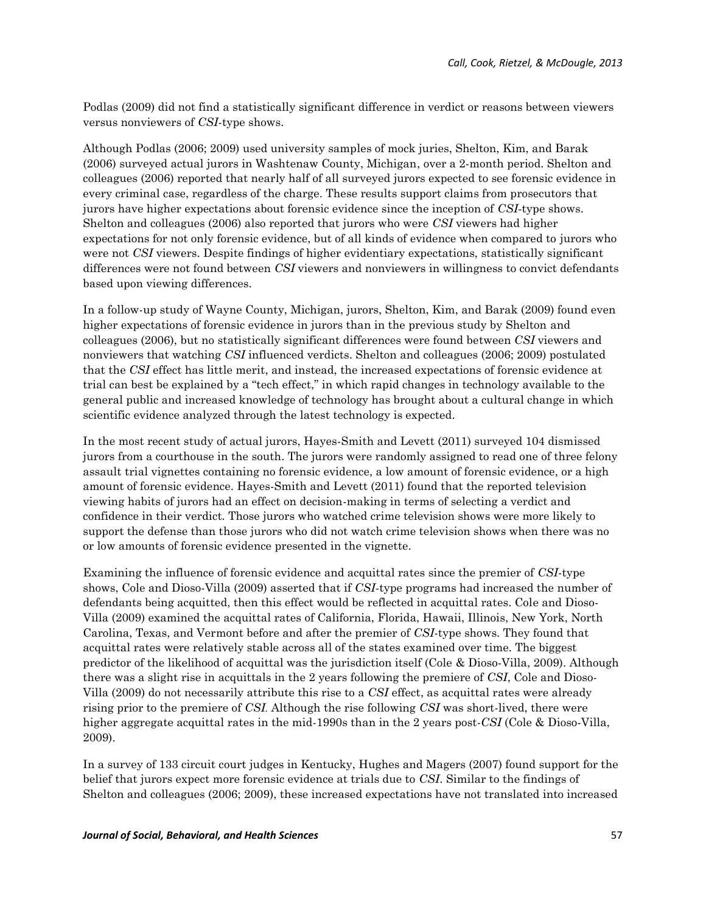Podlas (2009) did not find a statistically significant difference in verdict or reasons between viewers versus nonviewers of *CSI*-type shows.

Although Podlas (2006; 2009) used university samples of mock juries, Shelton, Kim, and Barak (2006) surveyed actual jurors in Washtenaw County, Michigan, over a 2-month period. Shelton and colleagues (2006) reported that nearly half of all surveyed jurors expected to see forensic evidence in every criminal case, regardless of the charge. These results support claims from prosecutors that jurors have higher expectations about forensic evidence since the inception of *CSI*-type shows. Shelton and colleagues (2006) also reported that jurors who were *CSI* viewers had higher expectations for not only forensic evidence, but of all kinds of evidence when compared to jurors who were not *CSI* viewers. Despite findings of higher evidentiary expectations, statistically significant differences were not found between *CSI* viewers and nonviewers in willingness to convict defendants based upon viewing differences.

In a follow-up study of Wayne County, Michigan, jurors, Shelton, Kim, and Barak (2009) found even higher expectations of forensic evidence in jurors than in the previous study by Shelton and colleagues (2006), but no statistically significant differences were found between *CSI* viewers and nonviewers that watching *CSI* influenced verdicts. Shelton and colleagues (2006; 2009) postulated that the *CSI* effect has little merit, and instead, the increased expectations of forensic evidence at trial can best be explained by a "tech effect," in which rapid changes in technology available to the general public and increased knowledge of technology has brought about a cultural change in which scientific evidence analyzed through the latest technology is expected.

In the most recent study of actual jurors, Hayes-Smith and Levett (2011) surveyed 104 dismissed jurors from a courthouse in the south. The jurors were randomly assigned to read one of three felony assault trial vignettes containing no forensic evidence, a low amount of forensic evidence, or a high amount of forensic evidence. Hayes-Smith and Levett (2011) found that the reported television viewing habits of jurors had an effect on decision-making in terms of selecting a verdict and confidence in their verdict. Those jurors who watched crime television shows were more likely to support the defense than those jurors who did not watch crime television shows when there was no or low amounts of forensic evidence presented in the vignette.

Examining the influence of forensic evidence and acquittal rates since the premier of *CSI*-type shows, Cole and Dioso-Villa (2009) asserted that if *CSI*-type programs had increased the number of defendants being acquitted, then this effect would be reflected in acquittal rates. Cole and Dioso-Villa (2009) examined the acquittal rates of California, Florida, Hawaii, Illinois, New York, North Carolina, Texas, and Vermont before and after the premier of *CSI*-type shows. They found that acquittal rates were relatively stable across all of the states examined over time. The biggest predictor of the likelihood of acquittal was the jurisdiction itself (Cole & Dioso-Villa, 2009). Although there was a slight rise in acquittals in the 2 years following the premiere of *CSI*, Cole and Dioso-Villa (2009) do not necessarily attribute this rise to a *CSI* effect, as acquittal rates were already rising prior to the premiere of *CSI*. Although the rise following *CSI* was short-lived, there were higher aggregate acquittal rates in the mid-1990s than in the 2 years post-*CSI* (Cole & Dioso-Villa, 2009).

In a survey of 133 circuit court judges in Kentucky, Hughes and Magers (2007) found support for the belief that jurors expect more forensic evidence at trials due to *CSI*. Similar to the findings of Shelton and colleagues (2006; 2009), these increased expectations have not translated into increased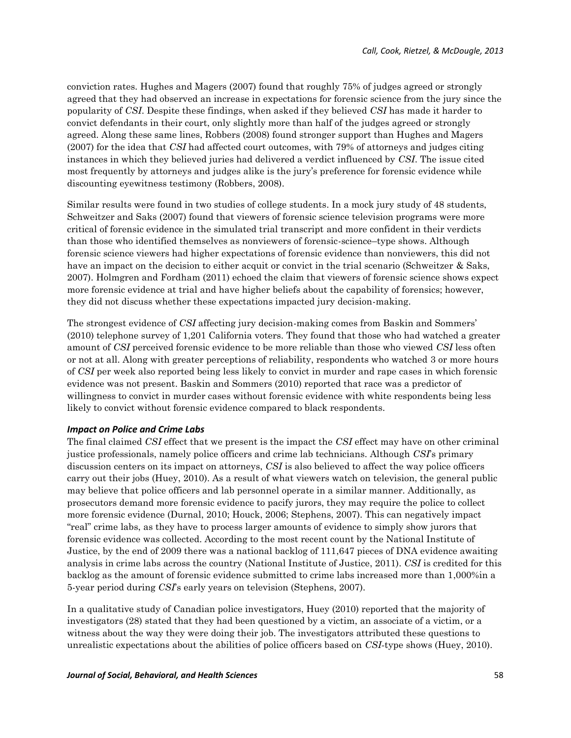conviction rates. Hughes and Magers (2007) found that roughly 75% of judges agreed or strongly agreed that they had observed an increase in expectations for forensic science from the jury since the popularity of *CSI*. Despite these findings, when asked if they believed *CSI* has made it harder to convict defendants in their court, only slightly more than half of the judges agreed or strongly agreed. Along these same lines, Robbers (2008) found stronger support than Hughes and Magers (2007) for the idea that *CSI* had affected court outcomes, with 79% of attorneys and judges citing instances in which they believed juries had delivered a verdict influenced by *CSI*. The issue cited most frequently by attorneys and judges alike is the jury's preference for forensic evidence while discounting eyewitness testimony (Robbers, 2008).

Similar results were found in two studies of college students. In a mock jury study of 48 students, Schweitzer and Saks (2007) found that viewers of forensic science television programs were more critical of forensic evidence in the simulated trial transcript and more confident in their verdicts than those who identified themselves as nonviewers of forensic-science–type shows. Although forensic science viewers had higher expectations of forensic evidence than nonviewers, this did not have an impact on the decision to either acquit or convict in the trial scenario (Schweitzer & Saks, 2007). Holmgren and Fordham (2011) echoed the claim that viewers of forensic science shows expect more forensic evidence at trial and have higher beliefs about the capability of forensics; however, they did not discuss whether these expectations impacted jury decision-making.

The strongest evidence of *CSI* affecting jury decision-making comes from Baskin and Sommers' (2010) telephone survey of 1,201 California voters. They found that those who had watched a greater amount of *CSI* perceived forensic evidence to be more reliable than those who viewed *CSI* less often or not at all. Along with greater perceptions of reliability, respondents who watched 3 or more hours of *CSI* per week also reported being less likely to convict in murder and rape cases in which forensic evidence was not present. Baskin and Sommers (2010) reported that race was a predictor of willingness to convict in murder cases without forensic evidence with white respondents being less likely to convict without forensic evidence compared to black respondents.

### *Impact on Police and Crime Labs*

The final claimed *CSI* effect that we present is the impact the *CSI* effect may have on other criminal justice professionals, namely police officers and crime lab technicians. Although *CSI*'s primary discussion centers on its impact on attorneys, *CSI* is also believed to affect the way police officers carry out their jobs (Huey, 2010). As a result of what viewers watch on television, the general public may believe that police officers and lab personnel operate in a similar manner. Additionally, as prosecutors demand more forensic evidence to pacify jurors, they may require the police to collect more forensic evidence (Durnal, 2010; Houck, 2006; Stephens, 2007). This can negatively impact "real" crime labs, as they have to process larger amounts of evidence to simply show jurors that forensic evidence was collected. According to the most recent count by the National Institute of Justice, by the end of 2009 there was a national backlog of 111,647 pieces of DNA evidence awaiting analysis in crime labs across the country (National Institute of Justice, 2011). *CSI* is credited for this backlog as the amount of forensic evidence submitted to crime labs increased more than 1,000%in a 5-year period during *CSI*'s early years on television (Stephens, 2007).

In a qualitative study of Canadian police investigators, Huey (2010) reported that the majority of investigators (28) stated that they had been questioned by a victim, an associate of a victim, or a witness about the way they were doing their job. The investigators attributed these questions to unrealistic expectations about the abilities of police officers based on *CSI*-type shows (Huey, 2010).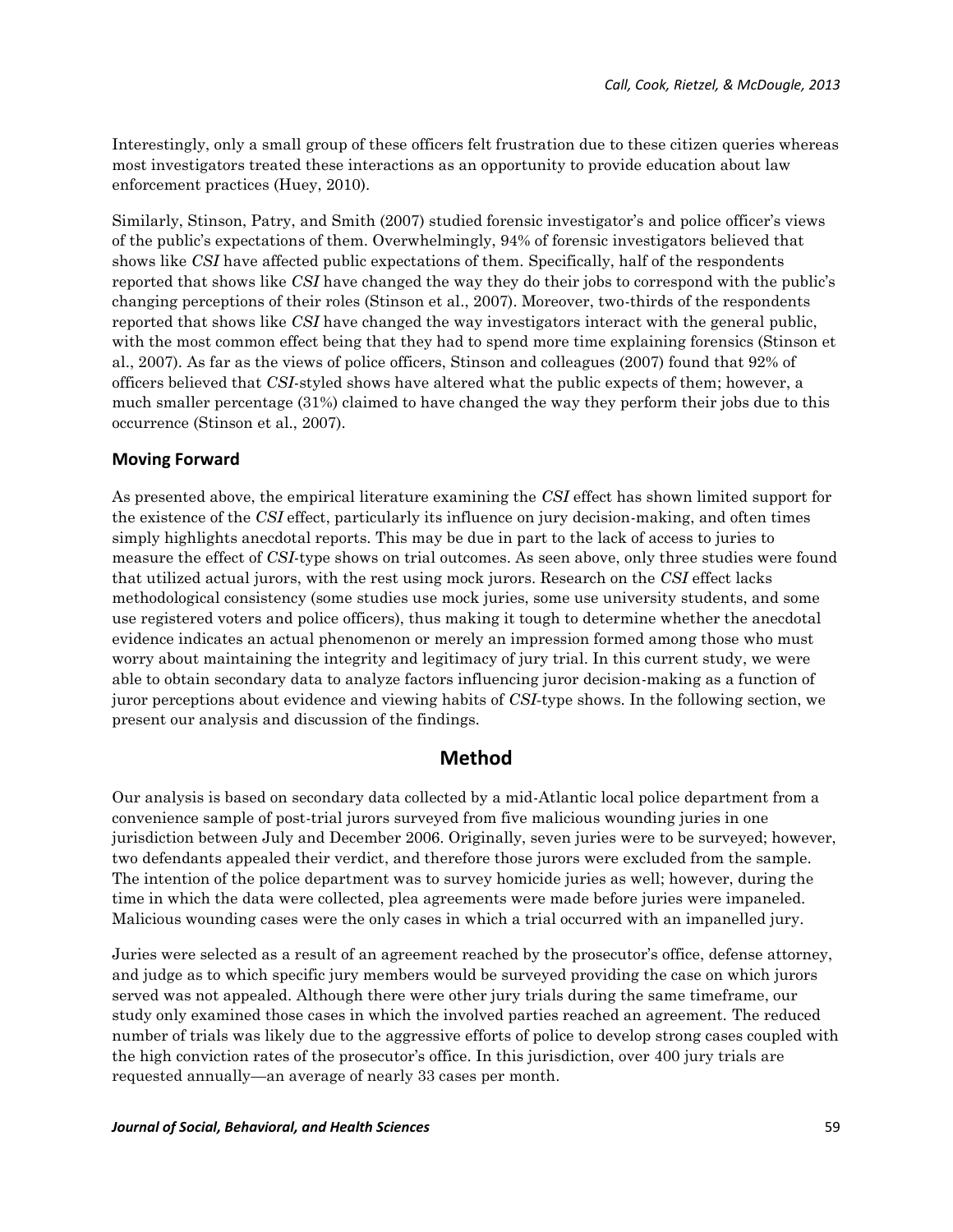Interestingly, only a small group of these officers felt frustration due to these citizen queries whereas most investigators treated these interactions as an opportunity to provide education about law enforcement practices (Huey, 2010).

Similarly, Stinson, Patry, and Smith (2007) studied forensic investigator's and police officer's views of the public's expectations of them. Overwhelmingly, 94% of forensic investigators believed that shows like *CSI* have affected public expectations of them. Specifically, half of the respondents reported that shows like *CSI* have changed the way they do their jobs to correspond with the public's changing perceptions of their roles (Stinson et al., 2007). Moreover, two-thirds of the respondents reported that shows like *CSI* have changed the way investigators interact with the general public, with the most common effect being that they had to spend more time explaining forensics (Stinson et al., 2007). As far as the views of police officers, Stinson and colleagues (2007) found that 92% of officers believed that *CSI*-styled shows have altered what the public expects of them; however, a much smaller percentage (31%) claimed to have changed the way they perform their jobs due to this occurrence (Stinson et al., 2007).

### Moving Forward

As presented above, the empirical literature examining the *CSI* effect has shown limited support for the existence of the *CSI* effect, particularly its influence on jury decision-making, and often times simply highlights anecdotal reports. This may be due in part to the lack of access to juries to measure the effect of *CSI*-type shows on trial outcomes. As seen above, only three studies were found that utilized actual jurors, with the rest using mock jurors. Research on the *CSI* effect lacks methodological consistency (some studies use mock juries, some use university students, and some use registered voters and police officers), thus making it tough to determine whether the anecdotal evidence indicates an actual phenomenon or merely an impression formed among those who must worry about maintaining the integrity and legitimacy of jury trial. In this current study, we were able to obtain secondary data to analyze factors influencing juror decision-making as a function of juror perceptions about evidence and viewing habits of *CSI*-type shows. In the following section, we present our analysis and discussion of the findings.

## Method

Our analysis is based on secondary data collected by a mid-Atlantic local police department from a convenience sample of post-trial jurors surveyed from five malicious wounding juries in one jurisdiction between July and December 2006. Originally, seven juries were to be surveyed; however, two defendants appealed their verdict, and therefore those jurors were excluded from the sample. The intention of the police department was to survey homicide juries as well; however, during the time in which the data were collected, plea agreements were made before juries were impaneled. Malicious wounding cases were the only cases in which a trial occurred with an impanelled jury.

Juries were selected as a result of an agreement reached by the prosecutor's office, defense attorney, and judge as to which specific jury members would be surveyed providing the case on which jurors served was not appealed. Although there were other jury trials during the same timeframe, our study only examined those cases in which the involved parties reached an agreement. The reduced number of trials was likely due to the aggressive efforts of police to develop strong cases coupled with the high conviction rates of the prosecutor's office. In this jurisdiction, over 400 jury trials are requested annually—an average of nearly 33 cases per month.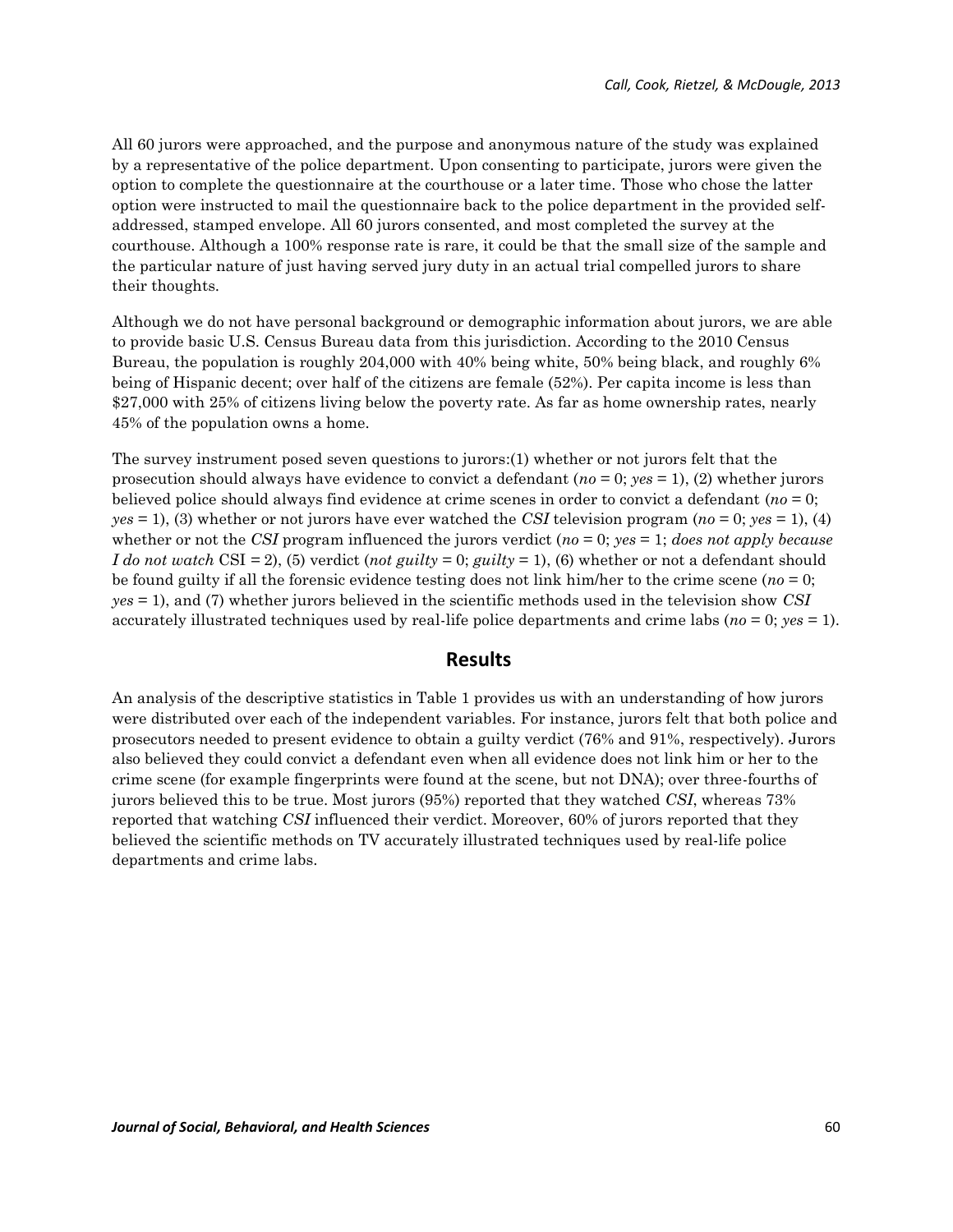All 60 jurors were approached, and the purpose and anonymous nature of the study was explained by a representative of the police department. Upon consenting to participate, jurors were given the option to complete the questionnaire at the courthouse or a later time. Those who chose the latter option were instructed to mail the questionnaire back to the police department in the provided self-addressed, stamped envelope. All 60 jurors consented, and most completed the survey at the courthouse. Although a 100% response rate is rare, it could be that the small size of the sample and the particular nature of just having served jury duty in an actual trial compelled jurors to share their thoughts.

Although we do not have personal background or demographic information about jurors, we are able to provide basic U.S. Census Bureau data from this jurisdiction. According to the 2010 Census Bureau, the population is roughly 204,000 with 40% being white, 50% being black, and roughly 6% being of Hispanic decent; over half of the citizens are female (52%). Per capita income is less than $27,000 with 25% of citizens living below the poverty rate. As far as home ownership rates, nearly 45% of the population owns a home.

The survey instrument posed seven questions to jurors:(1) whether or not jurors felt that the prosecution should always have evidence to convict a defendant (*no* = 0; *yes* = 1), (2) whether jurors believed police should always find evidence at crime scenes in order to convict a defendant (*no* = 0; *yes* = 1), (3) whether or not jurors have ever watched the *CSI* television program (*no* = 0; *yes* = 1), (4) whether or not the *CSI* program influenced the jurors verdict (*no* = 0; *yes* = 1; *does not apply because I do not watch* CSI = 2), (5) verdict (*not guilty* = 0; *guilty* = 1), (6) whether or not a defendant should be found guilty if all the forensic evidence testing does not link him/her to the crime scene (*no* = 0; *yes* = 1), and (7) whether jurors believed in the scientific methods used in the television show *CSI* accurately illustrated techniques used by real-life police departments and crime labs (*no* = 0; *yes* = 1).

## Results

An analysis of the descriptive statistics in Table 1 provides us with an understanding of how jurors were distributed over each of the independent variables. For instance, jurors felt that both police and prosecutors needed to present evidence to obtain a guilty verdict (76% and 91%, respectively). Jurors also believed they could convict a defendant even when all evidence does not link him or her to the crime scene (for example fingerprints were found at the scene, but not DNA); over three-fourths of jurors believed this to be true. Most jurors (95%) reported that they watched *CSI*, whereas 73% reported that watching *CSI* influenced their verdict. Moreover, 60% of jurors reported that they believed the scientific methods on TV accurately illustrated techniques used by real-life police departments and crime labs.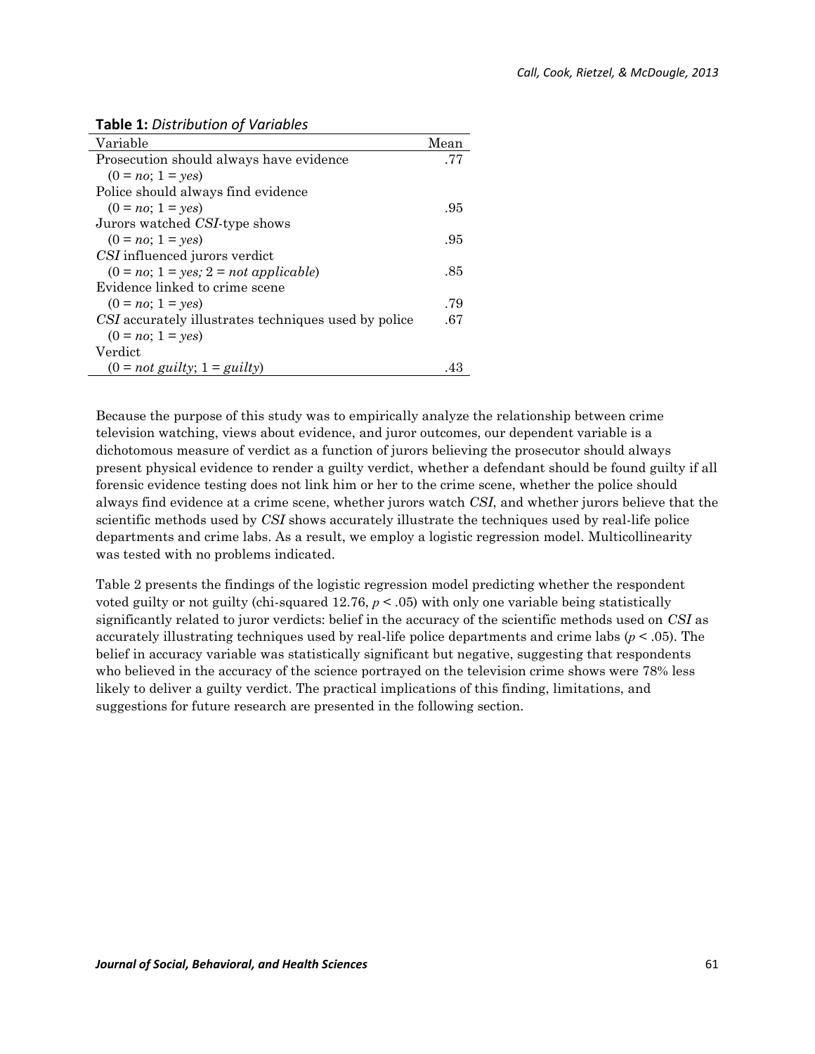**Table 1:** *Distribution of Variables*

| Variable | Mean |
|---|---|
| Prosecution should always have evidence (0 = *no*; 1 = *yes*) | .77 |
| Police should always find evidence (0 = *no*; 1 = *yes*) | .95 |
| Jurors watched *CSI*-type shows (0 = *no*; 1 = *yes*) | .95 |
| *CSI* influenced jurors verdict (0 = *no*; 1 = *yes;* 2 = *not applicable*) | .85 |
| Evidence linked to crime scene (0 = *no*; 1 = *yes*) | .79 |
| *CSI* accurately illustrates techniques used by police (0 = *no*; 1 = *yes*) | .67 |
| Verdict (0 = *not guilty*; 1 = *guilty*) | .43 |

Because the purpose of this study was to empirically analyze the relationship between crime television watching, views about evidence, and juror outcomes, our dependent variable is a dichotomous measure of verdict as a function of jurors believing the prosecutor should always present physical evidence to render a guilty verdict, whether a defendant should be found guilty if all forensic evidence testing does not link him or her to the crime scene, whether the police should always find evidence at a crime scene, whether jurors watch *CSI*, and whether jurors believe that the scientific methods used by *CSI* shows accurately illustrate the techniques used by real-life police departments and crime labs. As a result, we employ a logistic regression model. Multicollinearity was tested with no problems indicated.

Table 2 presents the findings of the logistic regression model predicting whether the respondent voted guilty or not guilty (chi-squared 12.76, $p < .05$) with only one variable being statistically significantly related to juror verdicts: belief in the accuracy of the scientific methods used on *CSI* as accurately illustrating techniques used by real-life police departments and crime labs ($p < .05$). The belief in accuracy variable was statistically significant but negative, suggesting that respondents who believed in the accuracy of the science portrayed on the television crime shows were 78% less likely to deliver a guilty verdict. The practical implications of this finding, limitations, and suggestions for future research are presented in the following section.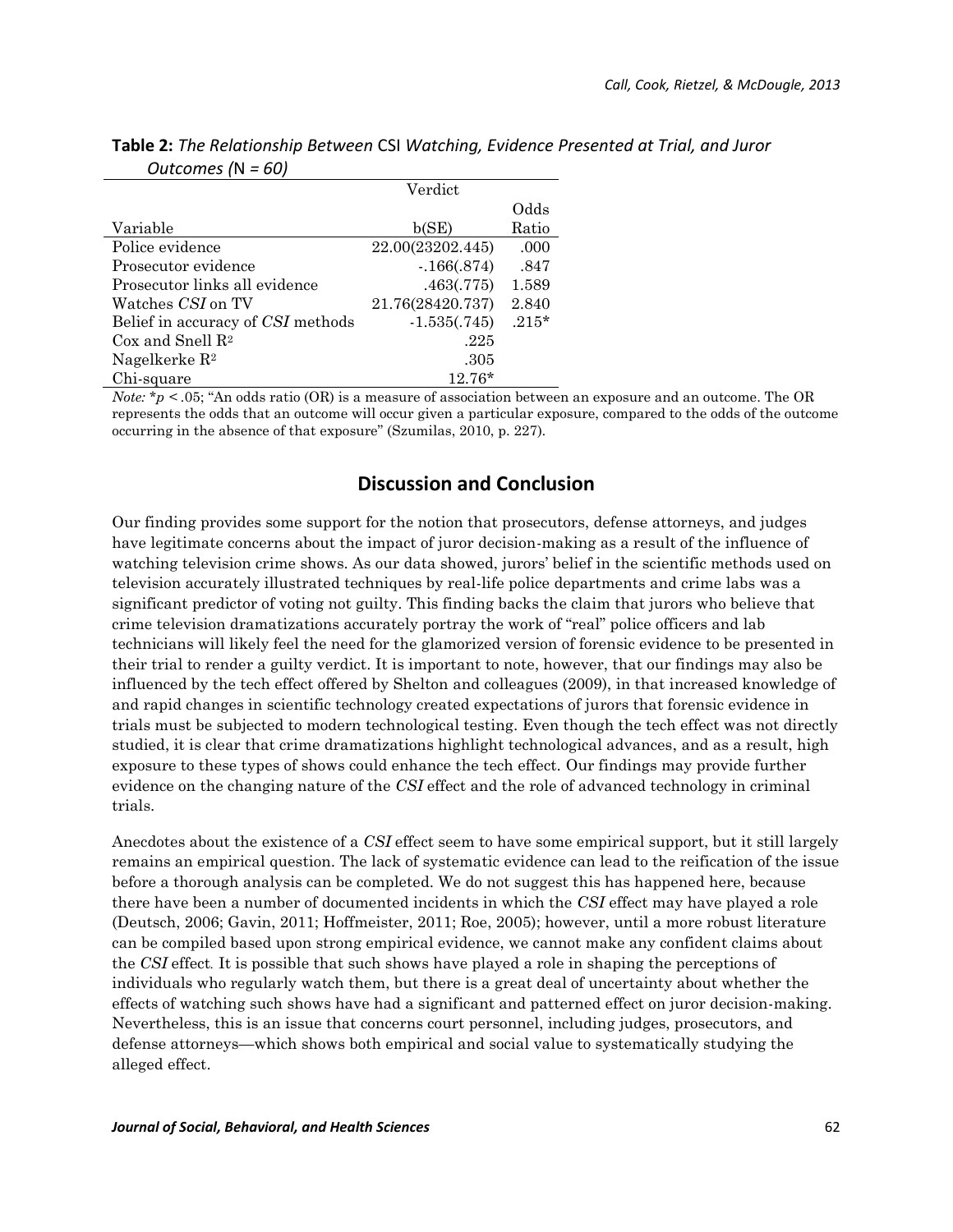**Table 2:** *The Relationship Between* CSI *Watching, Evidence Presented at Trial, and Juror Outcomes (*N *= 60)*

| | Verdict | |
|---|---|---|
| Variable | b(SE) | Odds Ratio |
| Police evidence | 22.00(23202.445) | .000 |
| Prosecutor evidence | -.166(.874) | .847 |
| Prosecutor links all evidence | .463(.775) | 1.589 |
| Watches *CSI* on TV | 21.76(28420.737) | 2.840 |
| Belief in accuracy of *CSI* methods | -1.535(.745) | .215* |
| Cox and Snell $R^2$ | .225 | |
| Nagelkerke $R^2$ | .305 | |
| Chi-square | 12.76* | |

*Note:* *$p < .05$; "An odds ratio (OR) is a measure of association between an exposure and an outcome. The OR represents the odds that an outcome will occur given a particular exposure, compared to the odds of the outcome occurring in the absence of that exposure" (Szumilas, 2010, p. 227).

## Discussion and Conclusion

Our finding provides some support for the notion that prosecutors, defense attorneys, and judges have legitimate concerns about the impact of juror decision-making as a result of the influence of watching television crime shows. As our data showed, jurors' belief in the scientific methods used on television accurately illustrated techniques by real-life police departments and crime labs was a significant predictor of voting not guilty. This finding backs the claim that jurors who believe that crime television dramatizations accurately portray the work of "real" police officers and lab technicians will likely feel the need for the glamorized version of forensic evidence to be presented in their trial to render a guilty verdict. It is important to note, however, that our findings may also be influenced by the tech effect offered by Shelton and colleagues (2009), in that increased knowledge of and rapid changes in scientific technology created expectations of jurors that forensic evidence in trials must be subjected to modern technological testing. Even though the tech effect was not directly studied, it is clear that crime dramatizations highlight technological advances, and as a result, high exposure to these types of shows could enhance the tech effect. Our findings may provide further evidence on the changing nature of the *CSI* effect and the role of advanced technology in criminal trials.

Anecdotes about the existence of a *CSI* effect seem to have some empirical support, but it still largely remains an empirical question. The lack of systematic evidence can lead to the reification of the issue before a thorough analysis can be completed. We do not suggest this has happened here, because there have been a number of documented incidents in which the *CSI* effect may have played a role (Deutsch, 2006; Gavin, 2011; Hoffmeister, 2011; Roe, 2005); however, until a more robust literature can be compiled based upon strong empirical evidence, we cannot make any confident claims about the *CSI* effect*.* It is possible that such shows have played a role in shaping the perceptions of individuals who regularly watch them, but there is a great deal of uncertainty about whether the effects of watching such shows have had a significant and patterned effect on juror decision-making. Nevertheless, this is an issue that concerns court personnel, including judges, prosecutors, and defense attorneys—which shows both empirical and social value to systematically studying the alleged effect.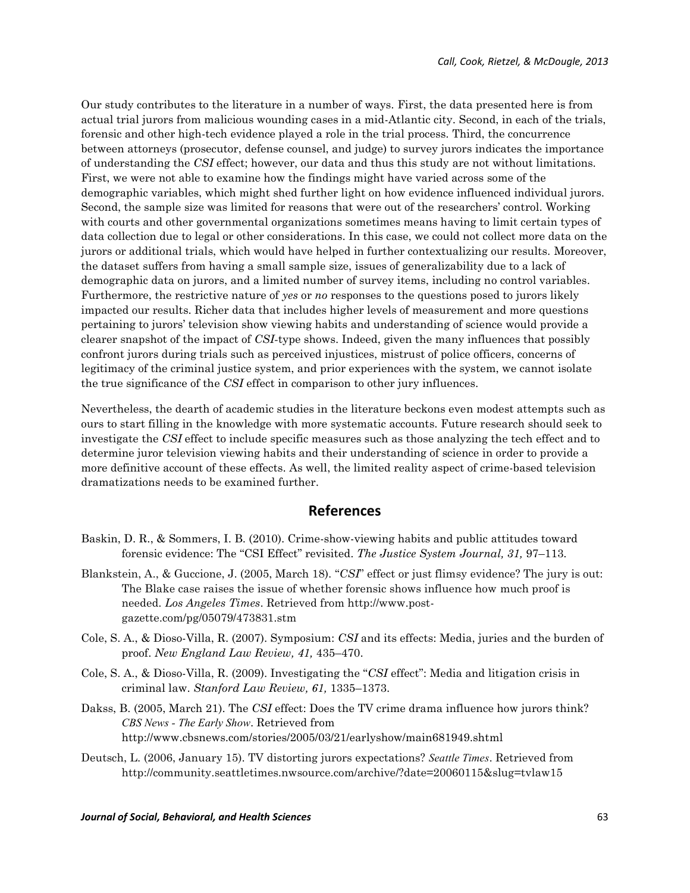Our study contributes to the literature in a number of ways. First, the data presented here is from actual trial jurors from malicious wounding cases in a mid-Atlantic city. Second, in each of the trials, forensic and other high-tech evidence played a role in the trial process. Third, the concurrence between attorneys (prosecutor, defense counsel, and judge) to survey jurors indicates the importance of understanding the *CSI* effect; however, our data and thus this study are not without limitations. First, we were not able to examine how the findings might have varied across some of the demographic variables, which might shed further light on how evidence influenced individual jurors. Second, the sample size was limited for reasons that were out of the researchers' control. Working with courts and other governmental organizations sometimes means having to limit certain types of data collection due to legal or other considerations. In this case, we could not collect more data on the jurors or additional trials, which would have helped in further contextualizing our results. Moreover, the dataset suffers from having a small sample size, issues of generalizability due to a lack of demographic data on jurors, and a limited number of survey items, including no control variables. Furthermore, the restrictive nature of *yes* or *no* responses to the questions posed to jurors likely impacted our results. Richer data that includes higher levels of measurement and more questions pertaining to jurors' television show viewing habits and understanding of science would provide a clearer snapshot of the impact of *CSI*-type shows. Indeed, given the many influences that possibly confront jurors during trials such as perceived injustices, mistrust of police officers, concerns of legitimacy of the criminal justice system, and prior experiences with the system, we cannot isolate the true significance of the *CSI* effect in comparison to other jury influences.

Nevertheless, the dearth of academic studies in the literature beckons even modest attempts such as ours to start filling in the knowledge with more systematic accounts. Future research should seek to investigate the *CSI* effect to include specific measures such as those analyzing the tech effect and to determine juror television viewing habits and their understanding of science in order to provide a more definitive account of these effects. As well, the limited reality aspect of crime-based television dramatizations needs to be examined further.

## References

Baskin, D. R., & Sommers, I. B. (2010). Crime-show-viewing habits and public attitudes toward forensic evidence: The "CSI Effect" revisited. *The Justice System Journal, 31,* 97–113.

Blankstein, A., & Guccione, J. (2005, March 18). "*CSI*" effect or just flimsy evidence? The jury is out: The Blake case raises the issue of whether forensic shows influence how much proof is needed. *Los Angeles Times*. Retrieved from http://www.post-gazette.com/pg/05079/473831.stm

Cole, S. A., & Dioso-Villa, R. (2007). Symposium: *CSI* and its effects: Media, juries and the burden of proof. *New England Law Review, 41,* 435–470.

Cole, S. A., & Dioso-Villa, R. (2009). Investigating the "*CSI* effect": Media and litigation crisis in criminal law. *Stanford Law Review, 61,* 1335–1373.

Dakss, B. (2005, March 21). The *CSI* effect: Does the TV crime drama influence how jurors think? *CBS News - The Early Show*. Retrieved from http://www.cbsnews.com/stories/2005/03/21/earlyshow/main681949.shtml

Deutsch, L. (2006, January 15). TV distorting jurors expectations? *Seattle Times*. Retrieved from http://community.seattletimes.nwsource.com/archive/?date=20060115&slug=tvlaw15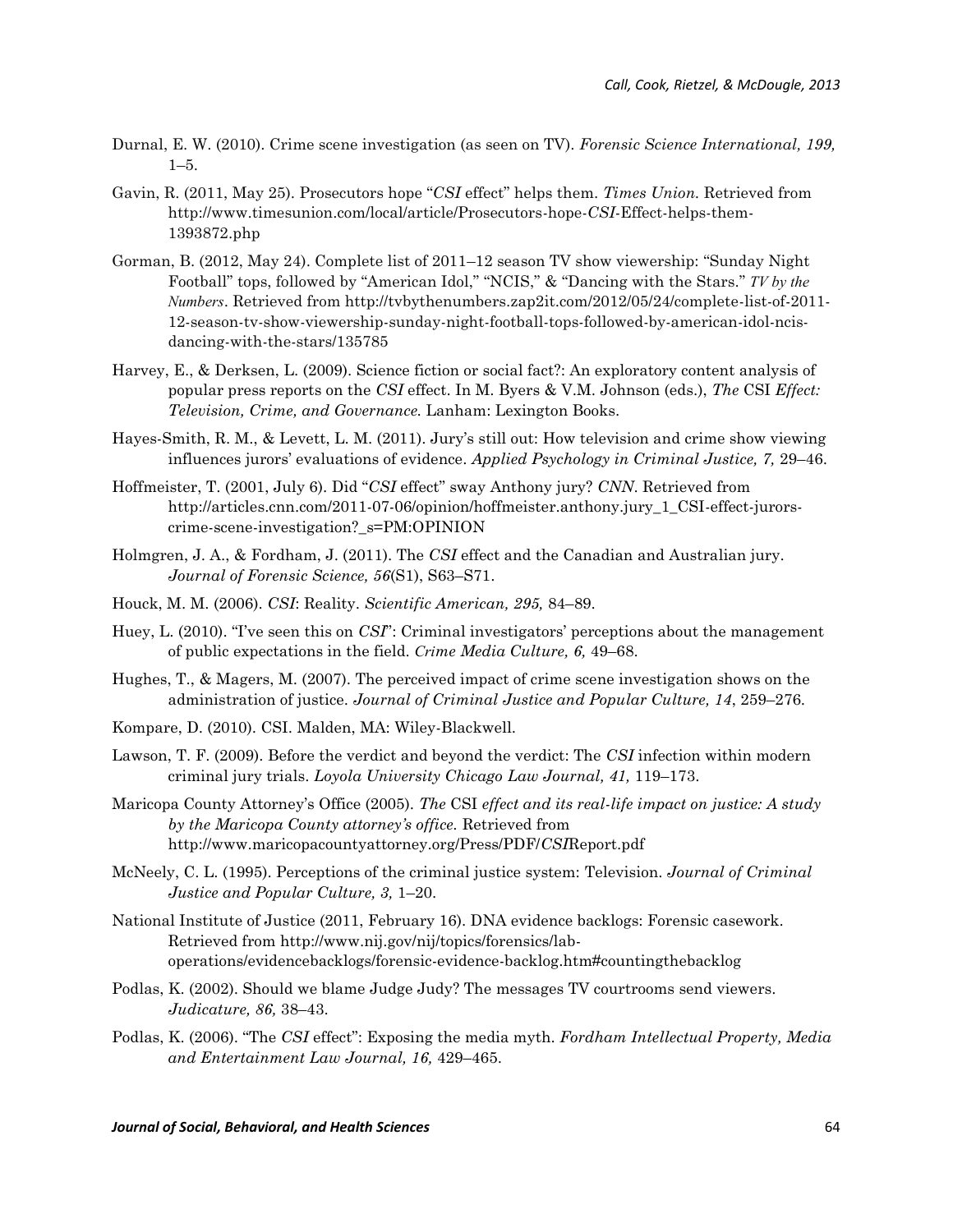Durnal, E. W. (2010). Crime scene investigation (as seen on TV). *Forensic Science International, 199,* 1–5.

Gavin, R. (2011, May 25). Prosecutors hope "*CSI* effect" helps them. *Times Union.* Retrieved from http://www.timesunion.com/local/article/Prosecutors-hope-*CSI*-Effect-helps-them-1393872.php

Gorman, B. (2012, May 24). Complete list of 2011–12 season TV show viewership: "Sunday Night Football" tops, followed by "American Idol," "NCIS," & "Dancing with the Stars." *TV by the Numbers*. Retrieved from http://tvbythenumbers.zap2it.com/2012/05/24/complete-list-of-2011-12-season-tv-show-viewership-sunday-night-football-tops-followed-by-american-idol-ncis-dancing-with-the-stars/135785

Harvey, E., & Derksen, L. (2009). Science fiction or social fact?: An exploratory content analysis of popular press reports on the *CSI* effect. In M. Byers & V.M. Johnson (eds.), *The* CSI *Effect: Television, Crime, and Governance.* Lanham: Lexington Books.

Hayes-Smith, R. M., & Levett, L. M. (2011). Jury's still out: How television and crime show viewing influences jurors' evaluations of evidence. *Applied Psychology in Criminal Justice, 7,* 29–46.

Hoffmeister, T. (2001, July 6). Did "*CSI* effect" sway Anthony jury? *CNN*. Retrieved from http://articles.cnn.com/2011-07-06/opinion/hoffmeister.anthony.jury_1_CSI-effect-jurors-crime-scene-investigation?_s=PM:OPINION

Holmgren, J. A., & Fordham, J. (2011). The *CSI* effect and the Canadian and Australian jury. *Journal of Forensic Science, 56*(S1), S63–S71.

Houck, M. M. (2006). *CSI*: Reality. *Scientific American, 295,* 84–89.

Huey, L. (2010). "I've seen this on *CSI*": Criminal investigators' perceptions about the management of public expectations in the field. *Crime Media Culture, 6,* 49–68.

Hughes, T., & Magers, M. (2007). The perceived impact of crime scene investigation shows on the administration of justice. *Journal of Criminal Justice and Popular Culture, 14*, 259–276.

Kompare, D. (2010). CSI. Malden, MA: Wiley-Blackwell.

Lawson, T. F. (2009). Before the verdict and beyond the verdict: The *CSI* infection within modern criminal jury trials. *Loyola University Chicago Law Journal, 41,* 119–173.

Maricopa County Attorney's Office (2005). *The* CSI *effect and its real-life impact on justice: A study by the Maricopa County attorney's office.* Retrieved from http://www.maricopacountyattorney.org/Press/PDF/*CSI*Report.pdf

McNeely, C. L. (1995). Perceptions of the criminal justice system: Television. *Journal of Criminal Justice and Popular Culture, 3,* 1–20.

National Institute of Justice (2011, February 16). DNA evidence backlogs: Forensic casework. Retrieved from http://www.nij.gov/nij/topics/forensics/lab-operations/evidencebacklogs/forensic-evidence-backlog.htm#countingthebacklog

Podlas, K. (2002). Should we blame Judge Judy? The messages TV courtrooms send viewers. *Judicature, 86,* 38–43.

Podlas, K. (2006). "The *CSI* effect": Exposing the media myth. *Fordham Intellectual Property, Media and Entertainment Law Journal, 16,* 429–465.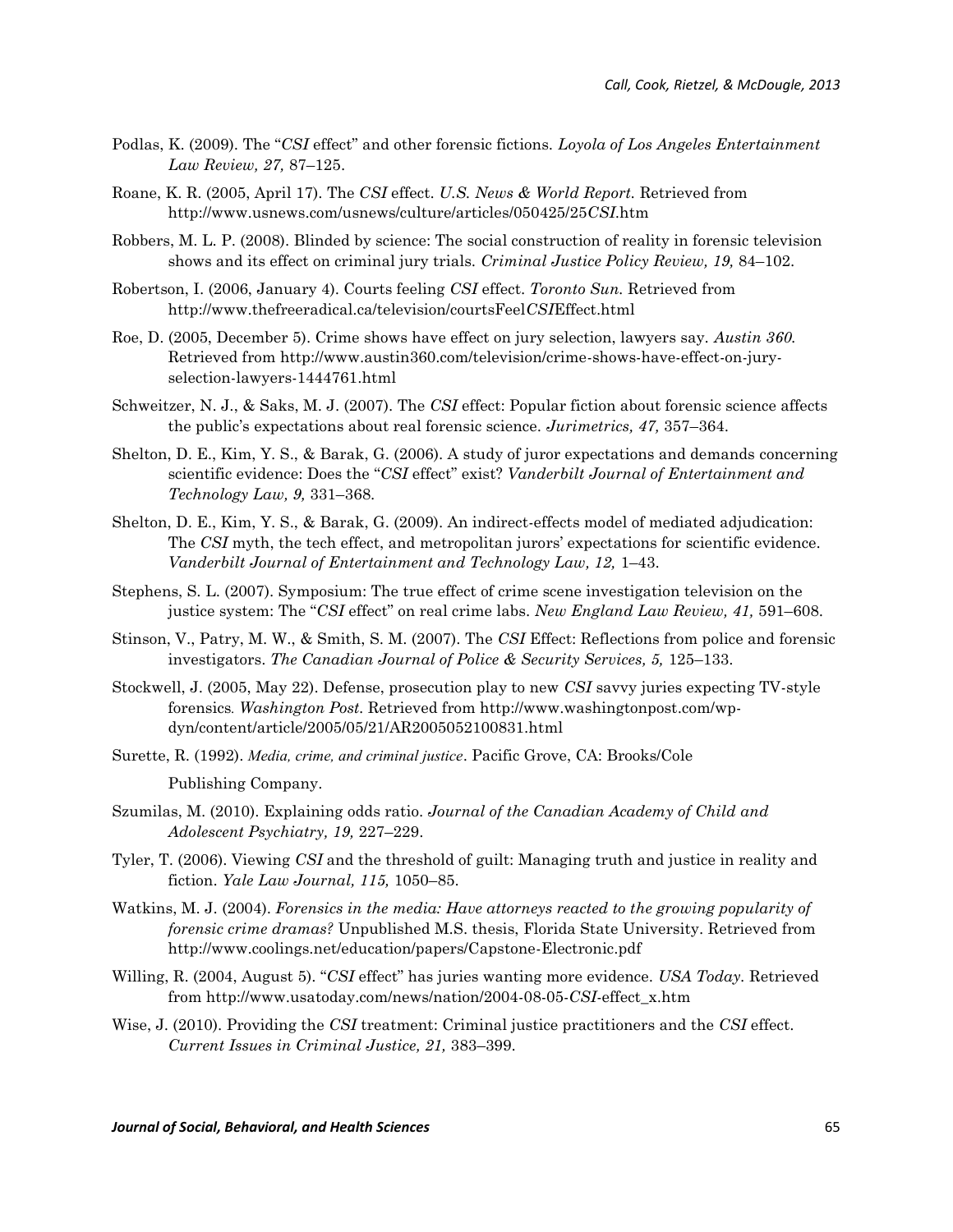Podlas, K. (2009). The "*CSI* effect" and other forensic fictions. *Loyola of Los Angeles Entertainment Law Review, 27,* 87–125.

Roane, K. R. (2005, April 17). The *CSI* effect. *U.S. News & World Report.* Retrieved from http://www.usnews.com/usnews/culture/articles/050425/25*CSI*.htm

Robbers, M. L. P. (2008). Blinded by science: The social construction of reality in forensic television shows and its effect on criminal jury trials. *Criminal Justice Policy Review, 19,* 84–102.

Robertson, I. (2006, January 4). Courts feeling *CSI* effect. *Toronto Sun.* Retrieved from http://www.thefreeradical.ca/television/courtsFeel*CSI*Effect.html

Roe, D. (2005, December 5). Crime shows have effect on jury selection, lawyers say. *Austin 360.* Retrieved from http://www.austin360.com/television/crime-shows-have-effect-on-jury-selection-lawyers-1444761.html

Schweitzer, N. J., & Saks, M. J. (2007). The *CSI* effect: Popular fiction about forensic science affects the public's expectations about real forensic science. *Jurimetrics, 47,* 357–364.

Shelton, D. E., Kim, Y. S., & Barak, G. (2006). A study of juror expectations and demands concerning scientific evidence: Does the "*CSI* effect" exist? *Vanderbilt Journal of Entertainment and Technology Law, 9,* 331–368.

Shelton, D. E., Kim, Y. S., & Barak, G. (2009). An indirect-effects model of mediated adjudication: The *CSI* myth, the tech effect, and metropolitan jurors' expectations for scientific evidence. *Vanderbilt Journal of Entertainment and Technology Law, 12,* 1–43.

Stephens, S. L. (2007). Symposium: The true effect of crime scene investigation television on the justice system: The "*CSI* effect" on real crime labs. *New England Law Review, 41,* 591–608.

Stinson, V., Patry, M. W., & Smith, S. M. (2007). The *CSI* Effect: Reflections from police and forensic investigators. *The Canadian Journal of Police & Security Services, 5,* 125–133.

Stockwell, J. (2005, May 22). Defense, prosecution play to new *CSI* savvy juries expecting TV-style forensics*. Washington Post.* Retrieved from http://www.washingtonpost.com/wp-dyn/content/article/2005/05/21/AR2005052100831.html

Surette, R. (1992). *Media, crime, and criminal justice*. Pacific Grove, CA: Brooks/Cole Publishing Company.

Szumilas, M. (2010). Explaining odds ratio. *Journal of the Canadian Academy of Child and Adolescent Psychiatry, 19,* 227–229.

Tyler, T. (2006). Viewing *CSI* and the threshold of guilt: Managing truth and justice in reality and fiction. *Yale Law Journal, 115,* 1050–85.

Watkins, M. J. (2004). *Forensics in the media: Have attorneys reacted to the growing popularity of forensic crime dramas?* Unpublished M.S. thesis, Florida State University. Retrieved from http://www.coolings.net/education/papers/Capstone-Electronic.pdf

Willing, R. (2004, August 5). "*CSI* effect" has juries wanting more evidence. *USA Today.* Retrieved from http://www.usatoday.com/news/nation/2004-08-05-*CSI*-effect_x.htm

Wise, J. (2010). Providing the *CSI* treatment: Criminal justice practitioners and the *CSI* effect. *Current Issues in Criminal Justice, 21,* 383–399.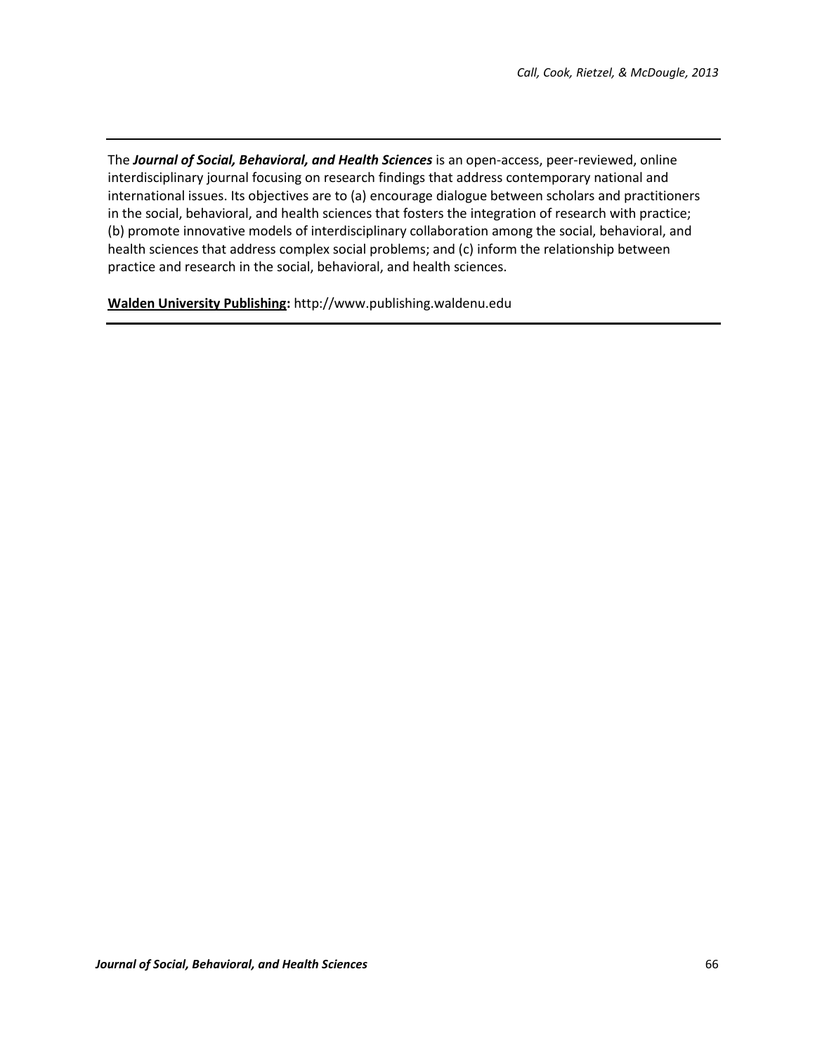The ***Journal of Social, Behavioral, and Health Sciences*** is an open-access, peer-reviewed, online interdisciplinary journal focusing on research findings that address contemporary national and international issues. Its objectives are to (a) encourage dialogue between scholars and practitioners in the social, behavioral, and health sciences that fosters the integration of research with practice; (b) promote innovative models of interdisciplinary collaboration among the social, behavioral, and health sciences that address complex social problems; and (c) inform the relationship between practice and research in the social, behavioral, and health sciences.

**Walden University Publishing:** http://www.publishing.waldenu.edu